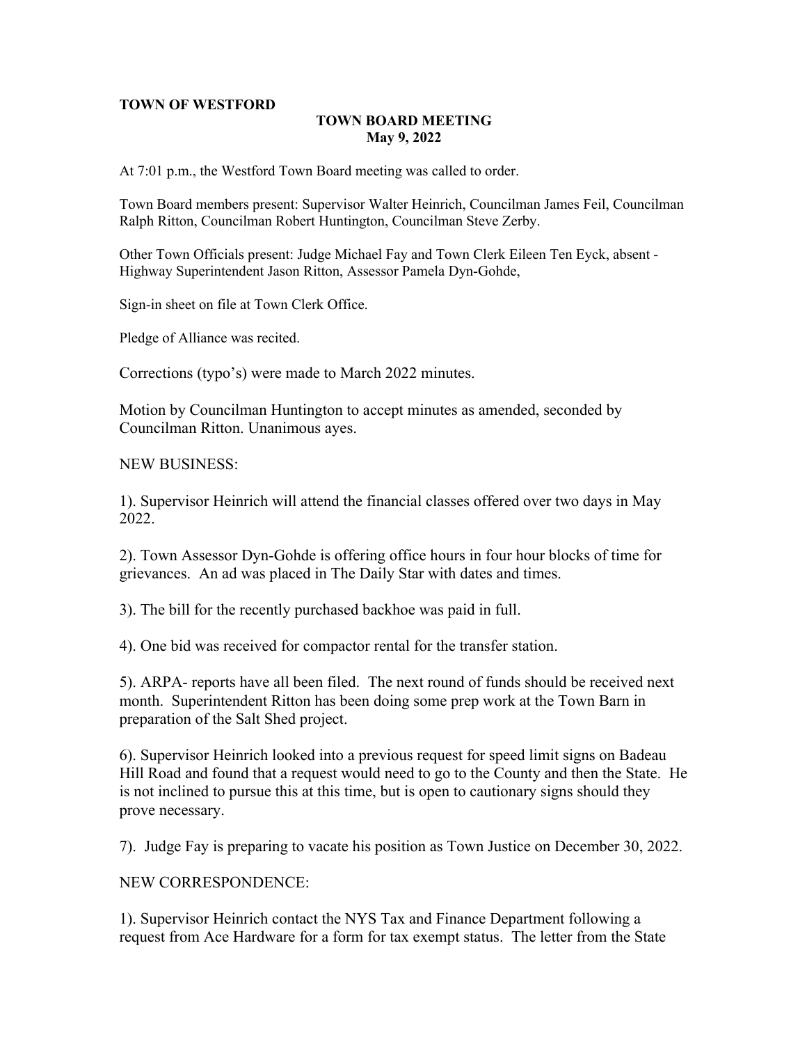**TOWN OF WESTFORD**

**TOWN BOARD MEETING**
**May 9, 2022**

At 7:01 p.m., the Westford Town Board meeting was called to order.

Town Board members present: Supervisor Walter Heinrich, Councilman James Feil, Councilman Ralph Ritton, Councilman Robert Huntington, Councilman Steve Zerby.

Other Town Officials present: Judge Michael Fay and Town Clerk Eileen Ten Eyck, absent - Highway Superintendent Jason Ritton, Assessor Pamela Dyn-Gohde,

Sign-in sheet on file at Town Clerk Office.

Pledge of Alliance was recited.

Corrections (typo's) were made to March 2022 minutes.

Motion by Councilman Huntington to accept minutes as amended, seconded by Councilman Ritton. Unanimous ayes.

NEW BUSINESS:

1). Supervisor Heinrich will attend the financial classes offered over two days in May 2022.

2). Town Assessor Dyn-Gohde is offering office hours in four hour blocks of time for grievances. An ad was placed in The Daily Star with dates and times.

3). The bill for the recently purchased backhoe was paid in full.

4). One bid was received for compactor rental for the transfer station.

5). ARPA- reports have all been filed. The next round of funds should be received next month. Superintendent Ritton has been doing some prep work at the Town Barn in preparation of the Salt Shed project.

6). Supervisor Heinrich looked into a previous request for speed limit signs on Badeau Hill Road and found that a request would need to go to the County and then the State. He is not inclined to pursue this at this time, but is open to cautionary signs should they prove necessary.

7). Judge Fay is preparing to vacate his position as Town Justice on December 30, 2022.

NEW CORRESPONDENCE:

1). Supervisor Heinrich contact the NYS Tax and Finance Department following a request from Ace Hardware for a form for tax exempt status. The letter from the State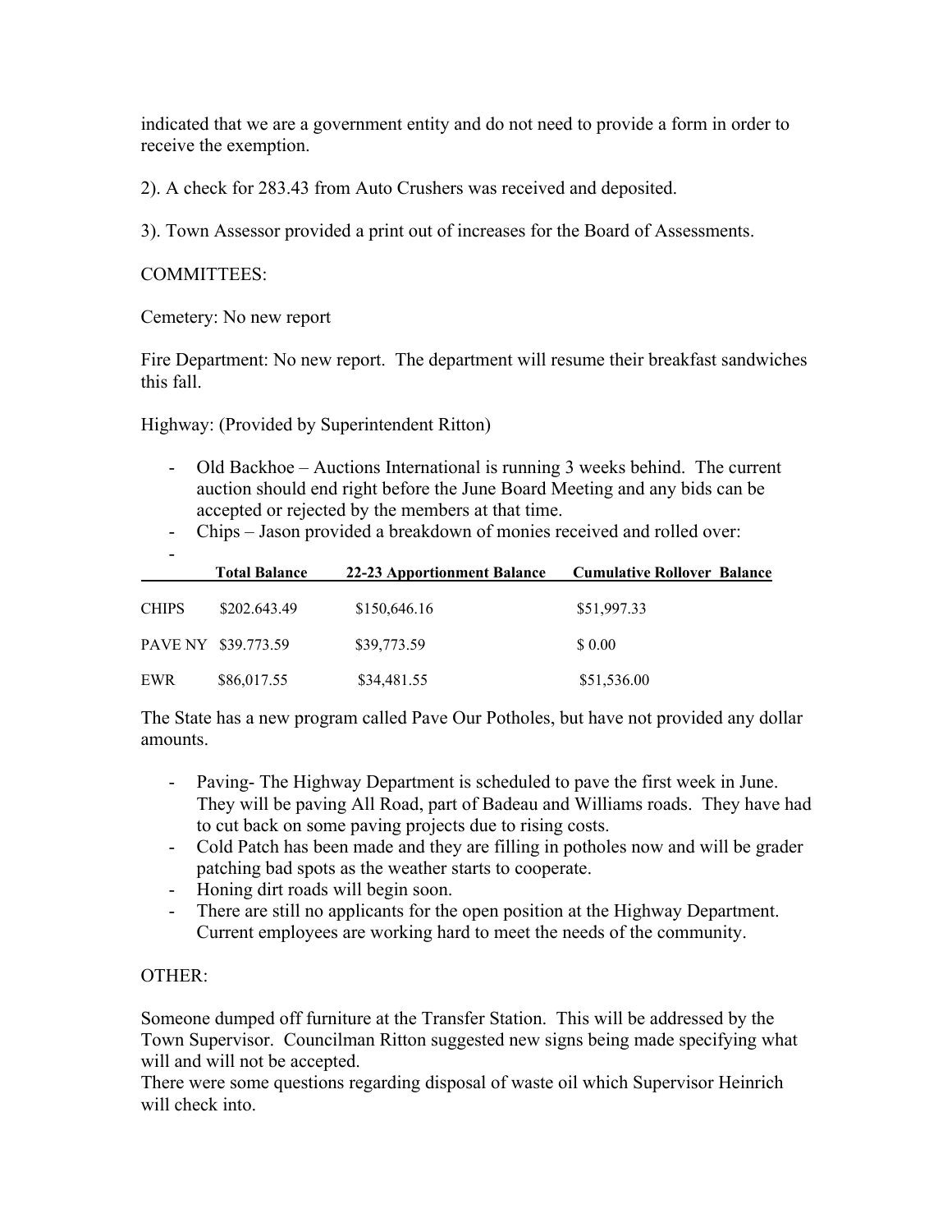indicated that we are a government entity and do not need to provide a form in order to receive the exemption.

2). A check for 283.43 from Auto Crushers was received and deposited.

3). Town Assessor provided a print out of increases for the Board of Assessments.

COMMITTEES:

Cemetery: No new report

Fire Department: No new report. The department will resume their breakfast sandwiches this fall.

Highway: (Provided by Superintendent Ritton)

- Old Backhoe – Auctions International is running 3 weeks behind. The current auction should end right before the June Board Meeting and any bids can be accepted or rejected by the members at that time.
- Chips – Jason provided a breakdown of monies received and rolled over:
-

| | Total Balance | 22-23 Apportionment Balance | Cumulative Rollover Balance |
|---|---|---|---|
| CHIPS | $202.643.49 | $150,646.16 | $51,997.33 |
| PAVE NY | $39.773.59 | $39,773.59 | $ 0.00 |
| EWR | $86,017.55 | $34,481.55 | $51,536.00 |

The State has a new program called Pave Our Potholes, but have not provided any dollar amounts.

- Paving- The Highway Department is scheduled to pave the first week in June. They will be paving All Road, part of Badeau and Williams roads. They have had to cut back on some paving projects due to rising costs.
- Cold Patch has been made and they are filling in potholes now and will be grader patching bad spots as the weather starts to cooperate.
- Honing dirt roads will begin soon.
- There are still no applicants for the open position at the Highway Department. Current employees are working hard to meet the needs of the community.

OTHER:

Someone dumped off furniture at the Transfer Station. This will be addressed by the Town Supervisor. Councilman Ritton suggested new signs being made specifying what will and will not be accepted.
There were some questions regarding disposal of waste oil which Supervisor Heinrich will check into.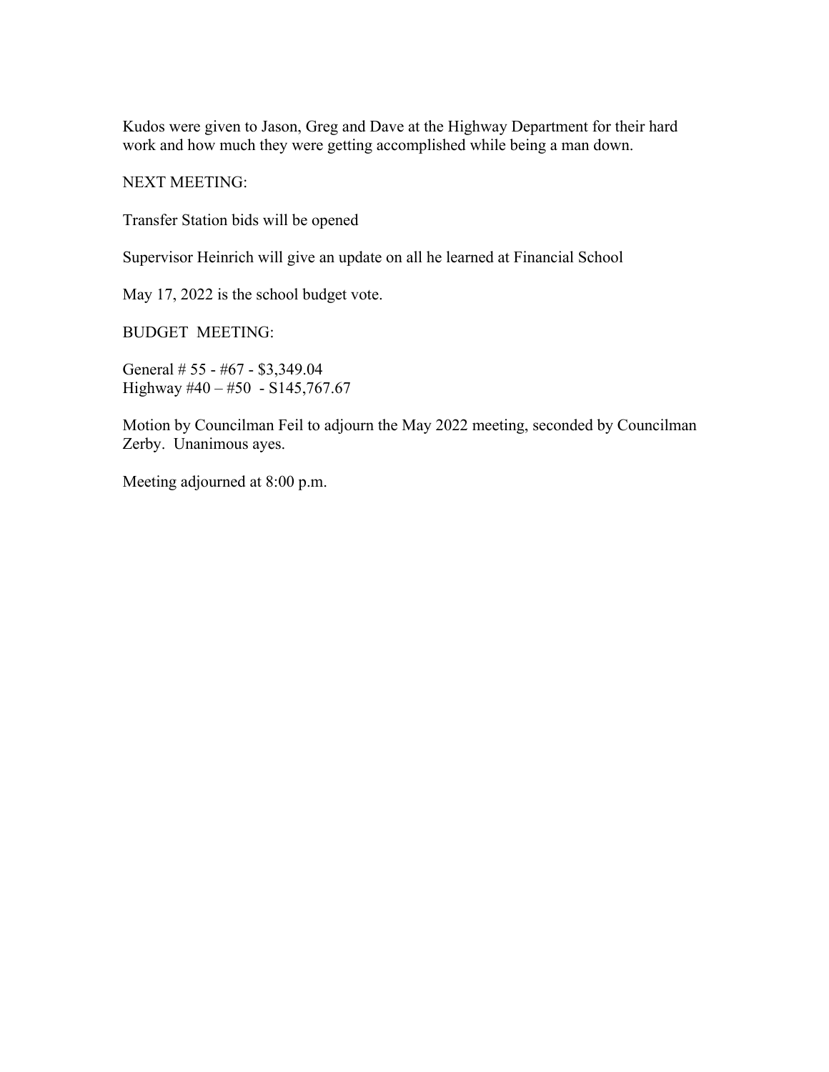Kudos were given to Jason, Greg and Dave at the Highway Department for their hard work and how much they were getting accomplished while being a man down.

NEXT MEETING:

Transfer Station bids will be opened

Supervisor Heinrich will give an update on all he learned at Financial School

May 17, 2022 is the school budget vote.

BUDGET MEETING:

General # 55 - #67 - $3,349.04
Highway #40 – #50 - S145,767.67

Motion by Councilman Feil to adjourn the May 2022 meeting, seconded by Councilman Zerby. Unanimous ayes.

Meeting adjourned at 8:00 p.m.